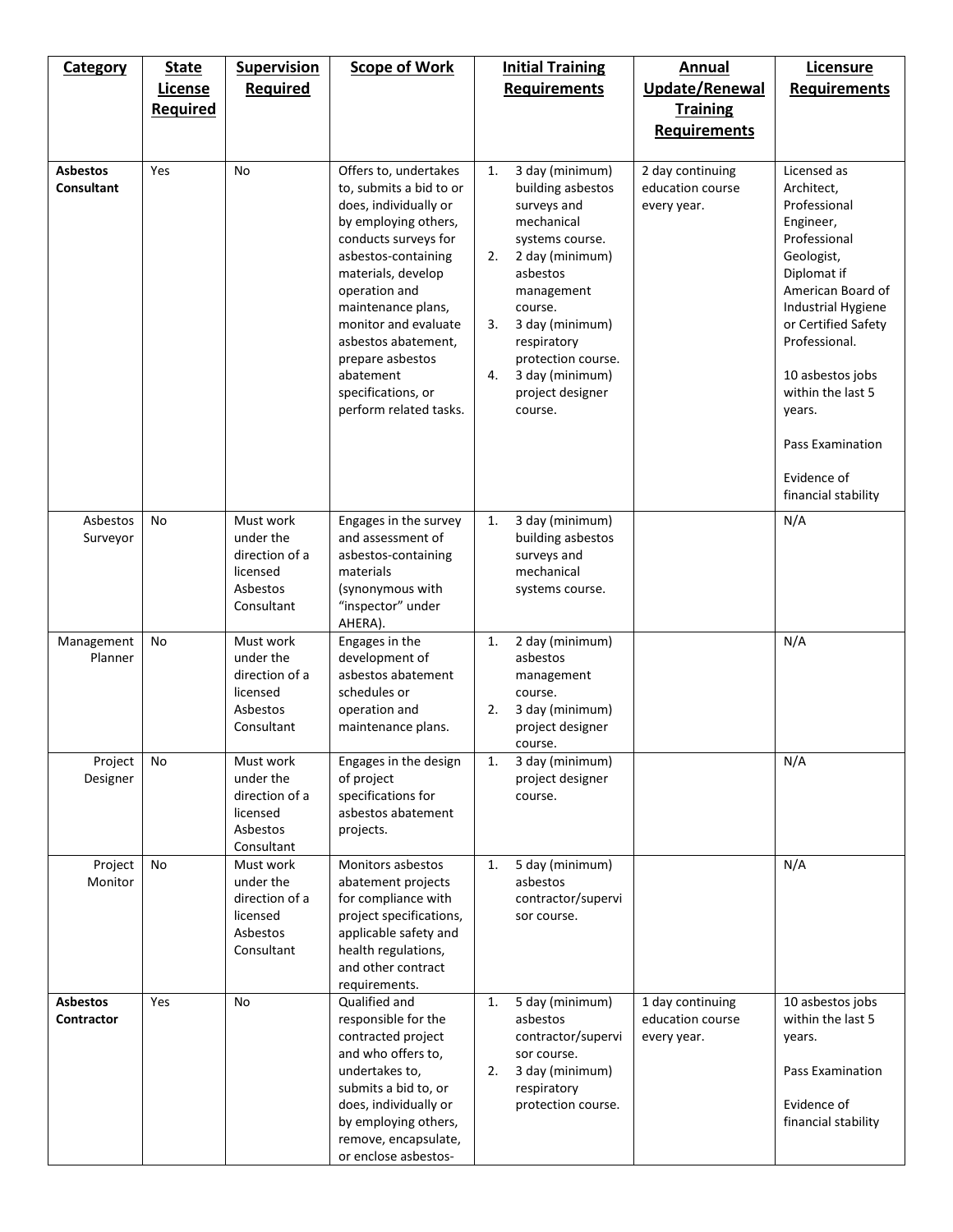| Category | State License Required | Supervision Required | Scope of Work | Initial Training Requirements | Annual Update/Renewal Training Requirements | Licensure Requirements |
|---|---|---|---|---|---|---|
| **Asbestos Consultant** | Yes | No | Offers to, undertakes to, submits a bid to or does, individually or by employing others, conducts surveys for asbestos-containing materials, develop operation and maintenance plans, monitor and evaluate asbestos abatement, prepare asbestos abatement specifications, or perform related tasks. | 1. 3 day (minimum) building asbestos surveys and mechanical systems course. 2. 2 day (minimum) asbestos management course. 3. 3 day (minimum) respiratory protection course. 4. 3 day (minimum) project designer course. | 2 day continuing education course every year. | Licensed as Architect, Professional Engineer, Professional Geologist, Diplomat if American Board of Industrial Hygiene or Certified Safety Professional. 10 asbestos jobs within the last 5 years. Pass Examination. Evidence of financial stability |
| Asbestos Surveyor | No | Must work under the direction of a licensed Asbestos Consultant | Engages in the survey and assessment of asbestos-containing materials (synonymous with "inspector" under AHERA). | 1. 3 day (minimum) building asbestos surveys and mechanical systems course. | | N/A |
| Management Planner | No | Must work under the direction of a licensed Asbestos Consultant | Engages in the development of asbestos abatement schedules or operation and maintenance plans. | 1. 2 day (minimum) asbestos management course. 2. 3 day (minimum) project designer course. | | N/A |
| Project Designer | No | Must work under the direction of a licensed Asbestos Consultant | Engages in the design of project specifications for asbestos abatement projects. | 1. 3 day (minimum) project designer course. | | N/A |
| Project Monitor | No | Must work under the direction of a licensed Asbestos Consultant | Monitors asbestos abatement projects for compliance with project specifications, applicable safety and health regulations, and other contract requirements. | 1. 5 day (minimum) asbestos contractor/supervisor course. | | N/A |
| **Asbestos Contractor** | Yes | No | Qualified and responsible for the contracted project and who offers to, undertakes to, submits a bid to, or does, individually or by employing others, remove, encapsulate, or enclose asbestos- | 1. 5 day (minimum) asbestos contractor/supervisor course. 2. 3 day (minimum) respiratory protection course. | 1 day continuing education course every year. | 10 asbestos jobs within the last 5 years. Pass Examination. Evidence of financial stability |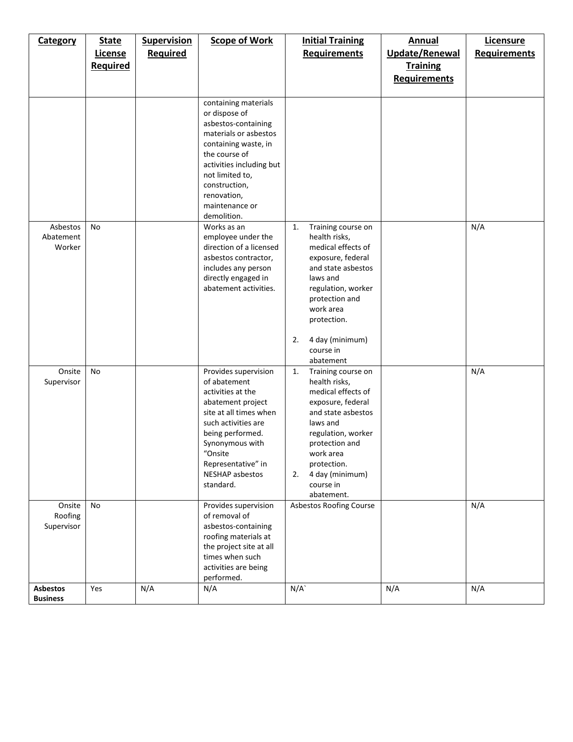| Category | State License Required | Supervision Required | Scope of Work | Initial Training Requirements | Annual Update/Renewal Training Requirements | Licensure Requirements |
|---|---|---|---|---|---|---|
| | | | containing materials or dispose of asbestos-containing materials or asbestos containing waste, in the course of activities including but not limited to, construction, renovation, maintenance or demolition. | | | |
| Asbestos Abatement Worker | No | | Works as an employee under the direction of a licensed asbestos contractor, includes any person directly engaged in abatement activities. | 1. Training course on health risks, medical effects of exposure, federal and state asbestos laws and regulation, worker protection and work area protection.<br><br>2. 4 day (minimum) course in abatement | | N/A |
| Onsite Supervisor | No | | Provides supervision of abatement activities at the abatement project site at all times when such activities are being performed. Synonymous with "Onsite Representative" in NESHAP asbestos standard. | 1. Training course on health risks, medical effects of exposure, federal and state asbestos laws and regulation, worker protection and work area protection.<br>2. 4 day (minimum) course in abatement. | | N/A |
| Onsite Roofing Supervisor | No | | Provides supervision of removal of asbestos-containing roofing materials at the project site at all times when such activities are being performed. | Asbestos Roofing Course | | N/A |
| **Asbestos Business** | Yes | N/A | N/A | N/A` | N/A | N/A |